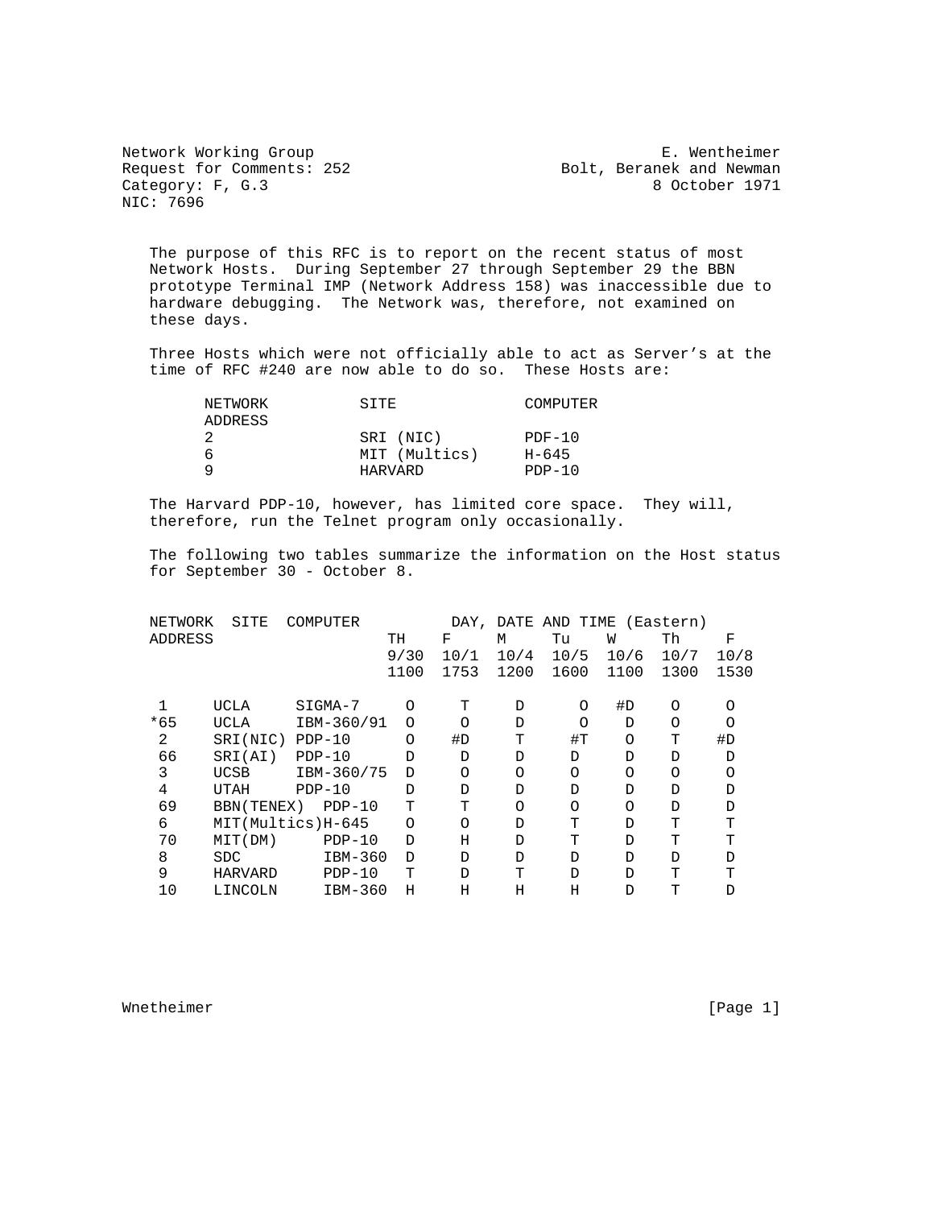Network Working Group                                    E. Wentheimer
Request for Comments: 252                        Bolt, Beranek and Newman
Category: F, G.3                                          8 October 1971
NIC: 7696

The purpose of this RFC is to report on the recent status of most Network Hosts. During September 27 through September 29 the BBN prototype Terminal IMP (Network Address 158) was inaccessible due to hardware debugging. The Network was, therefore, not examined on these days.

Three Hosts which were not officially able to act as Server's at the time of RFC #240 are now able to do so. These Hosts are:

| NETWORK ADDRESS | SITE | COMPUTER |
|---|---|---|
| 2 | SRI (NIC) | PDF-10 |
| 6 | MIT (Multics) | H-645 |
| 9 | HARVARD | PDP-10 |

The Harvard PDP-10, however, has limited core space. They will, therefore, run the Telnet program only occasionally.

The following two tables summarize the information on the Host status for September 30 - October 8.

| NETWORK ADDRESS | SITE | COMPUTER | DAY, DATE AND TIME (Eastern) | | | | | | |
|---|---|---|---|---|---|---|---|---|---|
| | | | TH 9/30 1100 | F 10/1 1753 | M 10/4 1200 | Tu 10/5 1600 | W 10/6 1100 | Th 10/7 1300 | F 10/8 1530 |
| 1 | UCLA | SIGMA-7 | O | T | D | O | #D | O | O |
| *65 | UCLA | IBM-360/91 | O | O | D | O | D | O | O |
| 2 | SRI(NIC) | PDP-10 | O | #D | T | #T | O | T | #D |
| 66 | SRI(AI) | PDP-10 | D | D | D | D | D | D | D |
| 3 | UCSB | IBM-360/75 | D | O | O | O | O | O | O |
| 4 | UTAH | PDP-10 | D | D | D | D | D | D | D |
| 69 | BBN(TENEX) | PDP-10 | T | T | O | O | O | D | D |
| 6 | MIT(Multics) | H-645 | O | O | D | T | D | T | T |
| 70 | MIT(DM) | PDP-10 | D | H | D | T | D | T | T |
| 8 | SDC | IBM-360 | D | D | D | D | D | D | D |
| 9 | HARVARD | PDP-10 | T | D | T | D | D | T | T |
| 10 | LINCOLN | IBM-360 | H | H | H | H | D | T | D |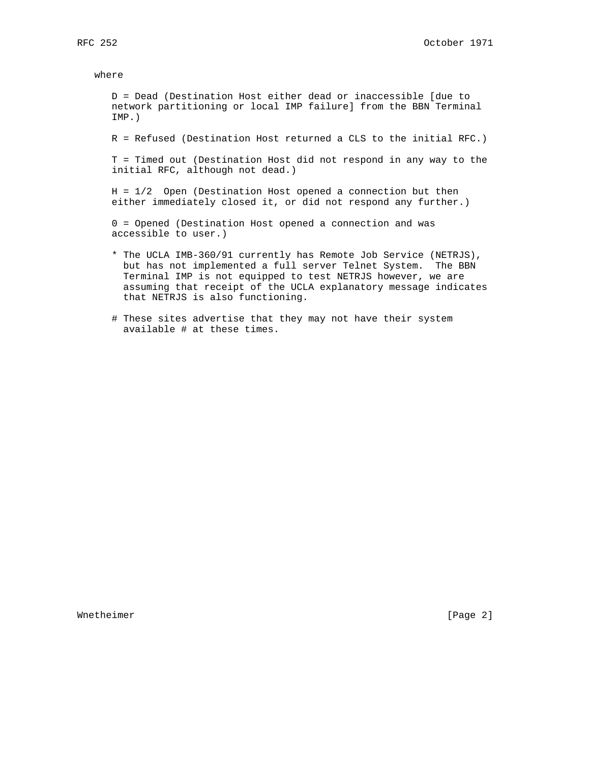where

D = Dead (Destination Host either dead or inaccessible [due to network partitioning or local IMP failure] from the BBN Terminal IMP.)

R = Refused (Destination Host returned a CLS to the initial RFC.)

T = Timed out (Destination Host did not respond in any way to the initial RFC, although not dead.)

H = 1/2 Open (Destination Host opened a connection but then either immediately closed it, or did not respond any further.)

0 = Opened (Destination Host opened a connection and was accessible to user.)

* The UCLA IMB-360/91 currently has Remote Job Service (NETRJS), but has not implemented a full server Telnet System. The BBN Terminal IMP is not equipped to test NETRJS however, we are assuming that receipt of the UCLA explanatory message indicates that NETRJS is also functioning.

# These sites advertise that they may not have their system available # at these times.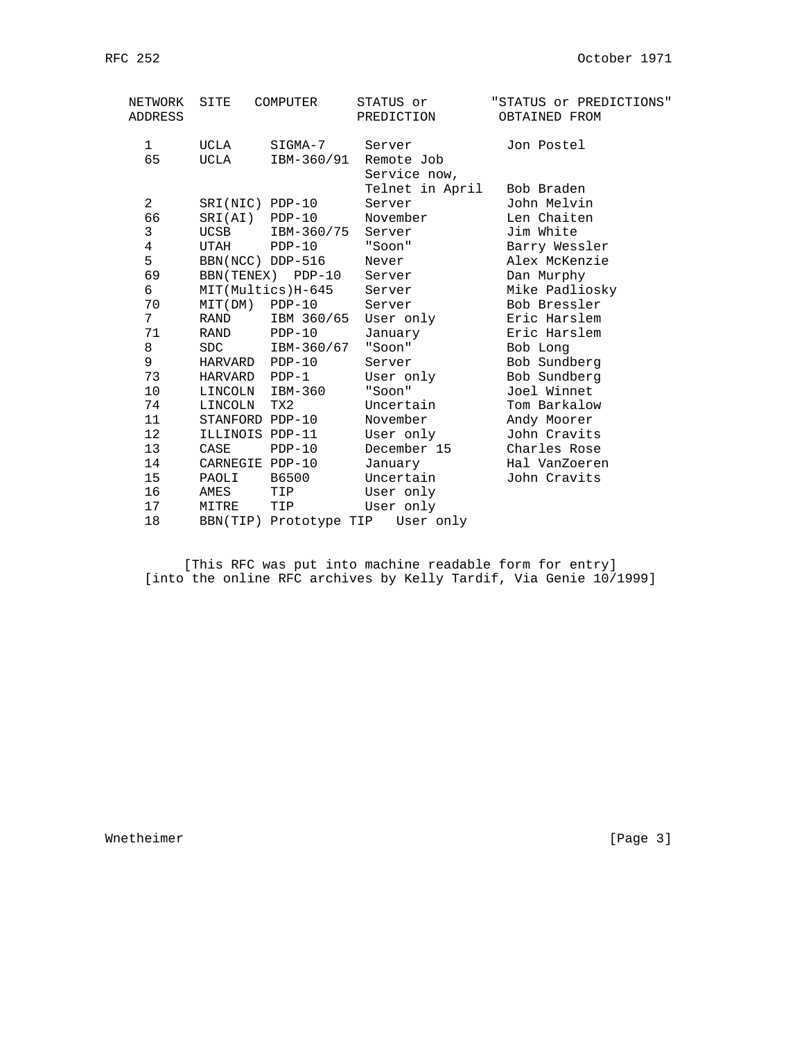| NETWORK ADDRESS | SITE | COMPUTER | STATUS or PREDICTION | "STATUS or PREDICTIONS" OBTAINED FROM |
|---|---|---|---|---|
| 1 | UCLA | SIGMA-7 | Server | Jon Postel |
| 65 | UCLA | IBM-360/91 | Remote Job Service now, Telnet in April | Bob Braden |
| 2 | SRI(NIC) | PDP-10 | Server | John Melvin |
| 66 | SRI(AI) | PDP-10 | November | Len Chaiten |
| 3 | UCSB | IBM-360/75 | Server | Jim White |
| 4 | UTAH | PDP-10 | "Soon" | Barry Wessler |
| 5 | BBN(NCC) | DDP-516 | Never | Alex McKenzie |
| 69 | BBN(TENEX) | PDP-10 | Server | Dan Murphy |
| 6 | MIT(Multics) | H-645 | Server | Mike Padliosky |
| 70 | MIT(DM) | PDP-10 | Server | Bob Bressler |
| 7 | RAND | IBM 360/65 | User only | Eric Harslem |
| 71 | RAND | PDP-10 | January | Eric Harslem |
| 8 | SDC | IBM-360/67 | "Soon" | Bob Long |
| 9 | HARVARD | PDP-10 | Server | Bob Sundberg |
| 73 | HARVARD | PDP-1 | User only | Bob Sundberg |
| 10 | LINCOLN | IBM-360 | "Soon" | Joel Winnet |
| 74 | LINCOLN | TX2 | Uncertain | Tom Barkalow |
| 11 | STANFORD | PDP-10 | November | Andy Moorer |
| 12 | ILLINOIS | PDP-11 | User only | John Cravits |
| 13 | CASE | PDP-10 | December 15 | Charles Rose |
| 14 | CARNEGIE | PDP-10 | January | Hal VanZoeren |
| 15 | PAOLI | B6500 | Uncertain | John Cravits |
| 16 | AMES | TIP | User only | |
| 17 | MITRE | TIP | User only | |
| 18 | BBN(TIP) | Prototype TIP | User only | |

[This RFC was put into machine readable form for entry]
[into the online RFC archives by Kelly Tardif, Via Genie 10/1999]